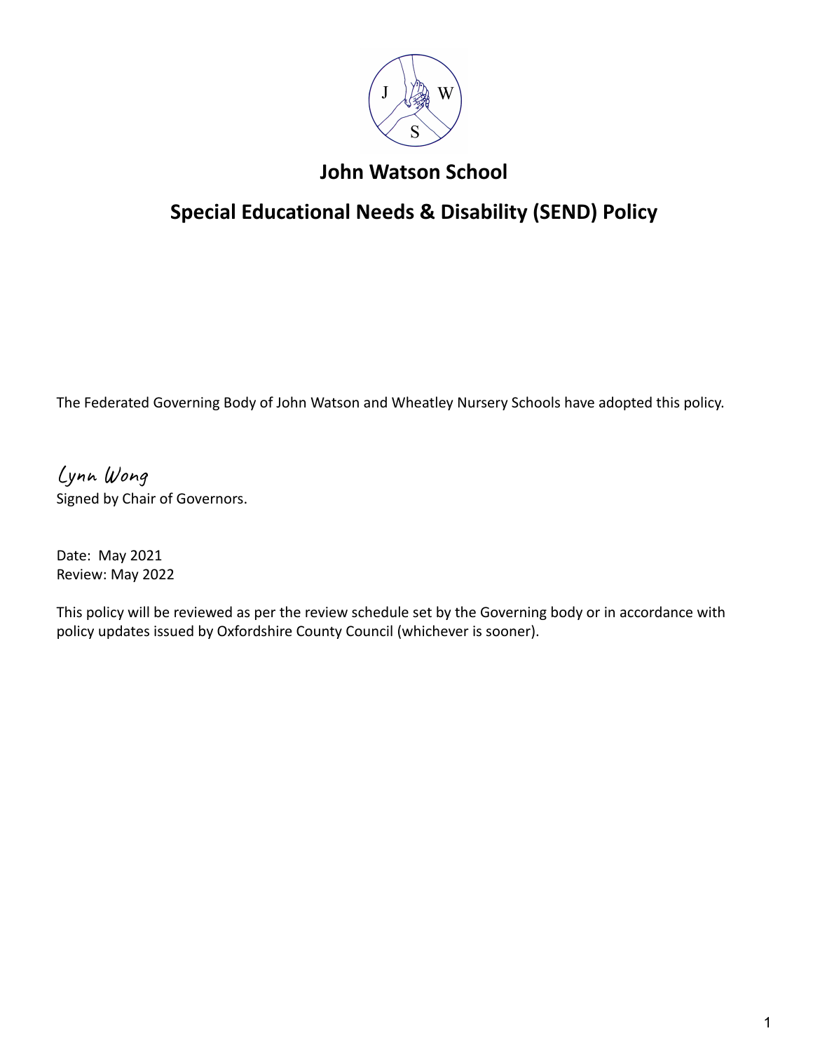# John Watson School

## Special Educational Needs & Disability (SEND) Policy

The Federated Governing Body of John Watson and Wheatley Nursery Schools have adopted this policy.

*Lynn Wong*

Signed by Chair of Governors.

Date: May 2021

Review: May 2022

This policy will be reviewed as per the review schedule set by the Governing body or in accordance with policy updates issued by Oxfordshire County Council (whichever is sooner).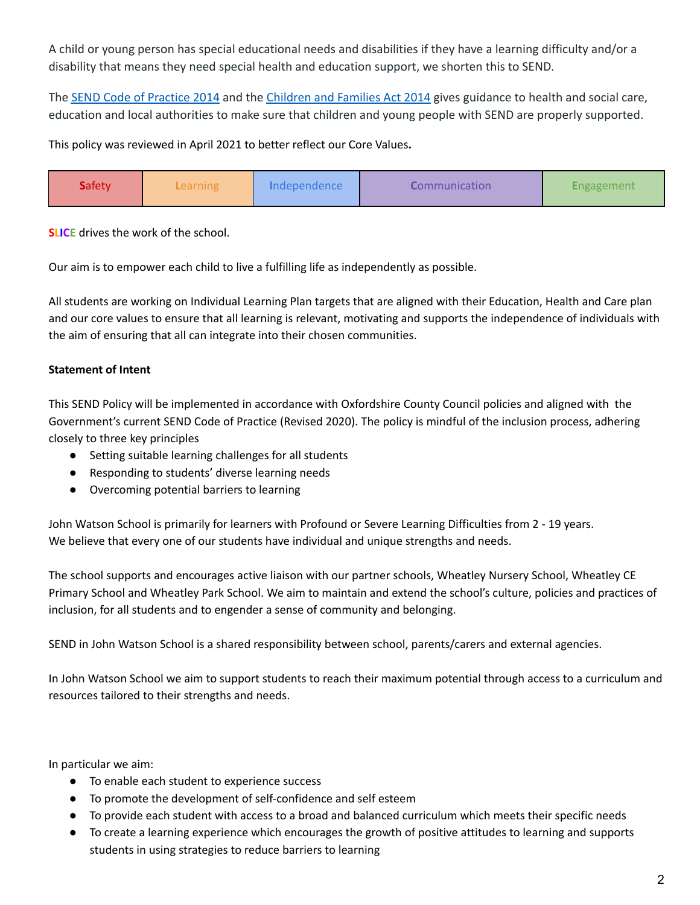A child or young person has special educational needs and disabilities if they have a learning difficulty and/or a disability that means they need special health and education support, we shorten this to SEND.

The SEND Code of Practice 2014 and the Children and Families Act 2014 gives guidance to health and social care, education and local authorities to make sure that children and young people with SEND are properly supported.

This policy was reviewed in April 2021 to better reflect our Core Values**.**

| Safety | Learning | Independence | Communication | Engagement |
|---|---|---|---|---|

**SLICE** drives the work of the school.

Our aim is to empower each child to live a fulfilling life as independently as possible.

All students are working on Individual Learning Plan targets that are aligned with their Education, Health and Care plan and our core values to ensure that all learning is relevant, motivating and supports the independence of individuals with the aim of ensuring that all can integrate into their chosen communities.

**Statement of Intent**

This SEND Policy will be implemented in accordance with Oxfordshire County Council policies and aligned with the Government's current SEND Code of Practice (Revised 2020). The policy is mindful of the inclusion process, adhering closely to three key principles

- Setting suitable learning challenges for all students
- Responding to students' diverse learning needs
- Overcoming potential barriers to learning

John Watson School is primarily for learners with Profound or Severe Learning Difficulties from 2 - 19 years.
We believe that every one of our students have individual and unique strengths and needs.

The school supports and encourages active liaison with our partner schools, Wheatley Nursery School, Wheatley CE Primary School and Wheatley Park School. We aim to maintain and extend the school's culture, policies and practices of inclusion, for all students and to engender a sense of community and belonging.

SEND in John Watson School is a shared responsibility between school, parents/carers and external agencies.

In John Watson School we aim to support students to reach their maximum potential through access to a curriculum and resources tailored to their strengths and needs.

In particular we aim:

- To enable each student to experience success
- To promote the development of self-confidence and self esteem
- To provide each student with access to a broad and balanced curriculum which meets their specific needs
- To create a learning experience which encourages the growth of positive attitudes to learning and supports students in using strategies to reduce barriers to learning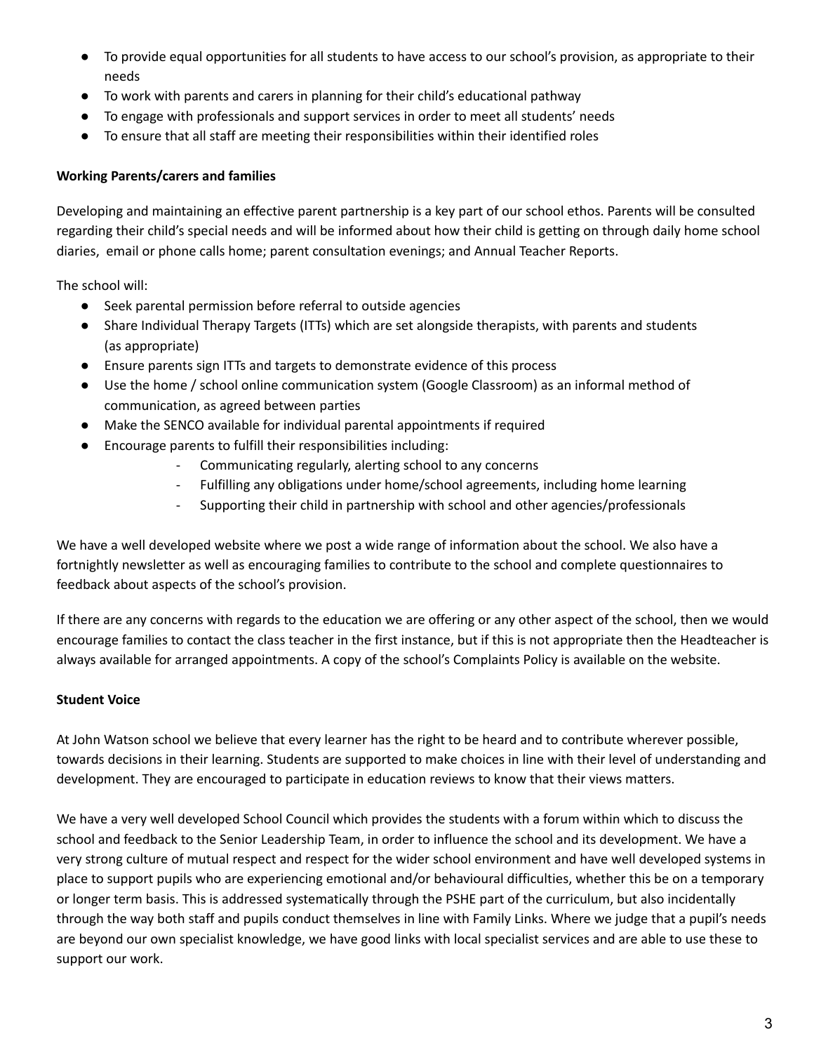- To provide equal opportunities for all students to have access to our school's provision, as appropriate to their needs
- To work with parents and carers in planning for their child's educational pathway
- To engage with professionals and support services in order to meet all students' needs
- To ensure that all staff are meeting their responsibilities within their identified roles

**Working Parents/carers and families**

Developing and maintaining an effective parent partnership is a key part of our school ethos. Parents will be consulted regarding their child's special needs and will be informed about how their child is getting on through daily home school diaries, email or phone calls home; parent consultation evenings; and Annual Teacher Reports.

The school will:

- Seek parental permission before referral to outside agencies
- Share Individual Therapy Targets (ITTs) which are set alongside therapists, with parents and students (as appropriate)
- Ensure parents sign ITTs and targets to demonstrate evidence of this process
- Use the home / school online communication system (Google Classroom) as an informal method of communication, as agreed between parties
- Make the SENCO available for individual parental appointments if required
- Encourage parents to fulfill their responsibilities including:
    - Communicating regularly, alerting school to any concerns
    - Fulfilling any obligations under home/school agreements, including home learning
    - Supporting their child in partnership with school and other agencies/professionals

We have a well developed website where we post a wide range of information about the school. We also have a fortnightly newsletter as well as encouraging families to contribute to the school and complete questionnaires to feedback about aspects of the school's provision.

If there are any concerns with regards to the education we are offering or any other aspect of the school, then we would encourage families to contact the class teacher in the first instance, but if this is not appropriate then the Headteacher is always available for arranged appointments. A copy of the school's Complaints Policy is available on the website.

**Student Voice**

At John Watson school we believe that every learner has the right to be heard and to contribute wherever possible, towards decisions in their learning. Students are supported to make choices in line with their level of understanding and development. They are encouraged to participate in education reviews to know that their views matters.

We have a very well developed School Council which provides the students with a forum within which to discuss the school and feedback to the Senior Leadership Team, in order to influence the school and its development. We have a very strong culture of mutual respect and respect for the wider school environment and have well developed systems in place to support pupils who are experiencing emotional and/or behavioural difficulties, whether this be on a temporary or longer term basis. This is addressed systematically through the PSHE part of the curriculum, but also incidentally through the way both staff and pupils conduct themselves in line with Family Links. Where we judge that a pupil's needs are beyond our own specialist knowledge, we have good links with local specialist services and are able to use these to support our work.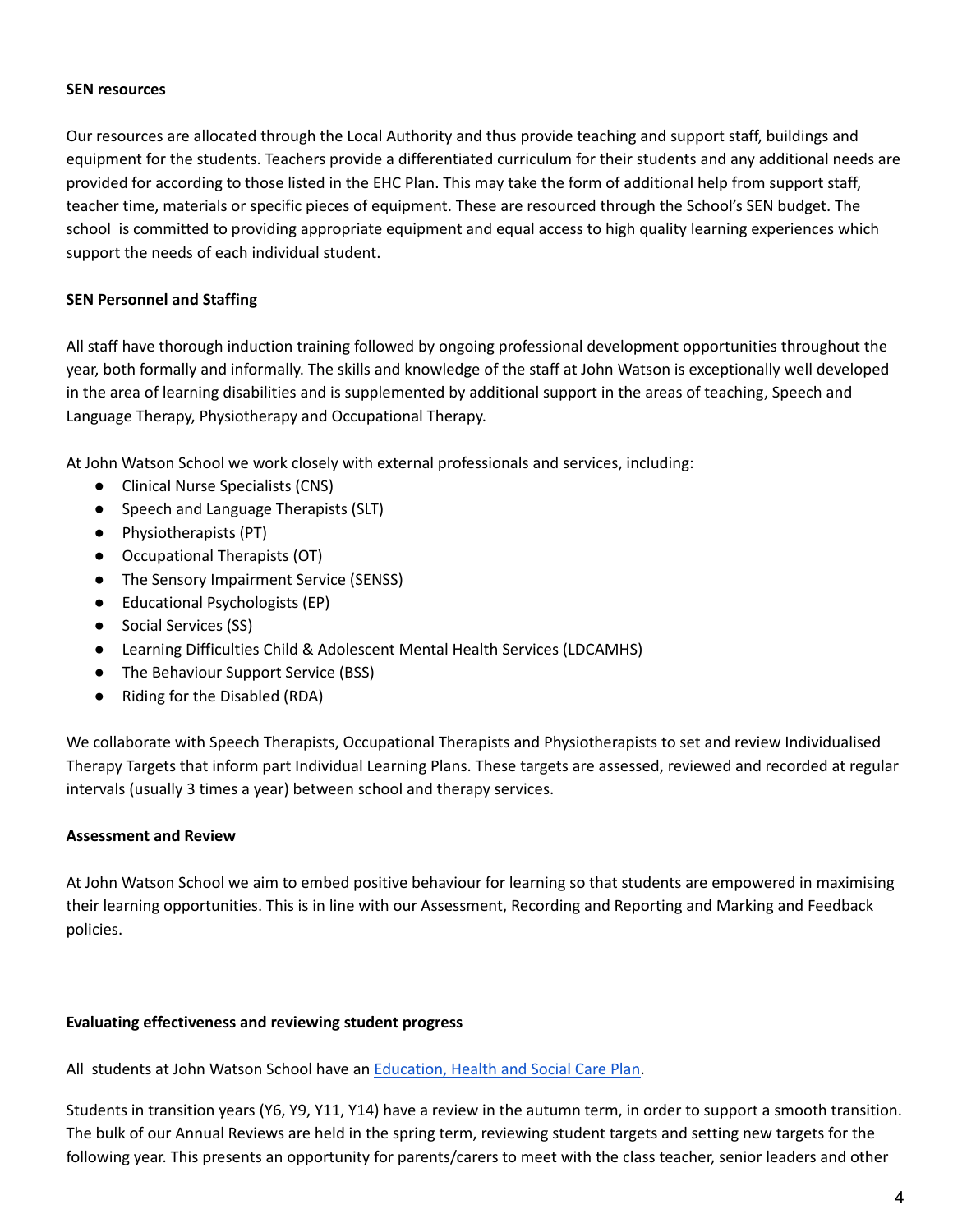**SEN resources**

Our resources are allocated through the Local Authority and thus provide teaching and support staff, buildings and equipment for the students. Teachers provide a differentiated curriculum for their students and any additional needs are provided for according to those listed in the EHC Plan. This may take the form of additional help from support staff, teacher time, materials or specific pieces of equipment. These are resourced through the School's SEN budget. The school is committed to providing appropriate equipment and equal access to high quality learning experiences which support the needs of each individual student.

**SEN Personnel and Staffing**

All staff have thorough induction training followed by ongoing professional development opportunities throughout the year, both formally and informally. The skills and knowledge of the staff at John Watson is exceptionally well developed in the area of learning disabilities and is supplemented by additional support in the areas of teaching, Speech and Language Therapy, Physiotherapy and Occupational Therapy.

At John Watson School we work closely with external professionals and services, including:

- Clinical Nurse Specialists (CNS)
- Speech and Language Therapists (SLT)
- Physiotherapists (PT)
- Occupational Therapists (OT)
- The Sensory Impairment Service (SENSS)
- Educational Psychologists (EP)
- Social Services (SS)
- Learning Difficulties Child & Adolescent Mental Health Services (LDCAMHS)
- The Behaviour Support Service (BSS)
- Riding for the Disabled (RDA)

We collaborate with Speech Therapists, Occupational Therapists and Physiotherapists to set and review Individualised Therapy Targets that inform part Individual Learning Plans. These targets are assessed, reviewed and recorded at regular intervals (usually 3 times a year) between school and therapy services.

**Assessment and Review**

At John Watson School we aim to embed positive behaviour for learning so that students are empowered in maximising their learning opportunities. This is in line with our Assessment, Recording and Reporting and Marking and Feedback policies.

**Evaluating effectiveness and reviewing student progress**

All students at John Watson School have an Education, Health and Social Care Plan.

Students in transition years (Y6, Y9, Y11, Y14) have a review in the autumn term, in order to support a smooth transition. The bulk of our Annual Reviews are held in the spring term, reviewing student targets and setting new targets for the following year. This presents an opportunity for parents/carers to meet with the class teacher, senior leaders and other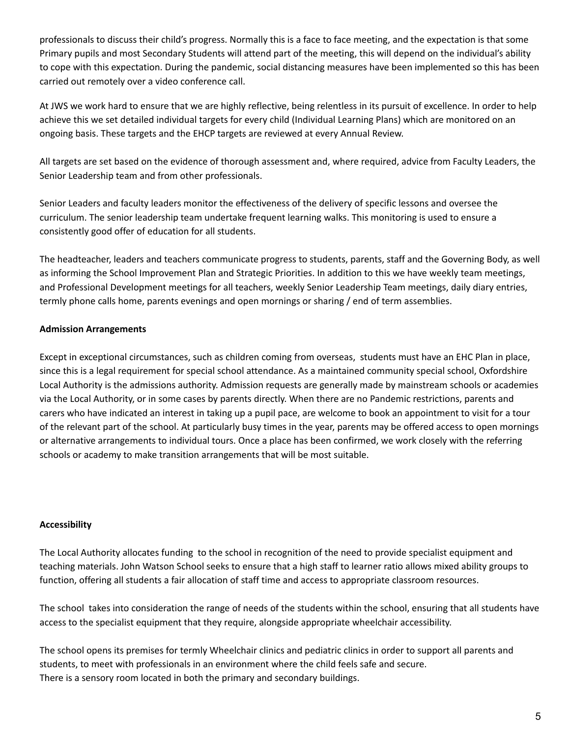professionals to discuss their child's progress. Normally this is a face to face meeting, and the expectation is that some Primary pupils and most Secondary Students will attend part of the meeting, this will depend on the individual's ability to cope with this expectation. During the pandemic, social distancing measures have been implemented so this has been carried out remotely over a video conference call.

At JWS we work hard to ensure that we are highly reflective, being relentless in its pursuit of excellence. In order to help achieve this we set detailed individual targets for every child (Individual Learning Plans) which are monitored on an ongoing basis. These targets and the EHCP targets are reviewed at every Annual Review.

All targets are set based on the evidence of thorough assessment and, where required, advice from Faculty Leaders, the Senior Leadership team and from other professionals.

Senior Leaders and faculty leaders monitor the effectiveness of the delivery of specific lessons and oversee the curriculum. The senior leadership team undertake frequent learning walks. This monitoring is used to ensure a consistently good offer of education for all students.

The headteacher, leaders and teachers communicate progress to students, parents, staff and the Governing Body, as well as informing the School Improvement Plan and Strategic Priorities. In addition to this we have weekly team meetings, and Professional Development meetings for all teachers, weekly Senior Leadership Team meetings, daily diary entries, termly phone calls home, parents evenings and open mornings or sharing / end of term assemblies.

**Admission Arrangements**

Except in exceptional circumstances, such as children coming from overseas, students must have an EHC Plan in place, since this is a legal requirement for special school attendance. As a maintained community special school, Oxfordshire Local Authority is the admissions authority. Admission requests are generally made by mainstream schools or academies via the Local Authority, or in some cases by parents directly. When there are no Pandemic restrictions, parents and carers who have indicated an interest in taking up a pupil pace, are welcome to book an appointment to visit for a tour of the relevant part of the school. At particularly busy times in the year, parents may be offered access to open mornings or alternative arrangements to individual tours. Once a place has been confirmed, we work closely with the referring schools or academy to make transition arrangements that will be most suitable.

**Accessibility**

The Local Authority allocates funding to the school in recognition of the need to provide specialist equipment and teaching materials. John Watson School seeks to ensure that a high staff to learner ratio allows mixed ability groups to function, offering all students a fair allocation of staff time and access to appropriate classroom resources.

The school takes into consideration the range of needs of the students within the school, ensuring that all students have access to the specialist equipment that they require, alongside appropriate wheelchair accessibility.

The school opens its premises for termly Wheelchair clinics and pediatric clinics in order to support all parents and students, to meet with professionals in an environment where the child feels safe and secure.
There is a sensory room located in both the primary and secondary buildings.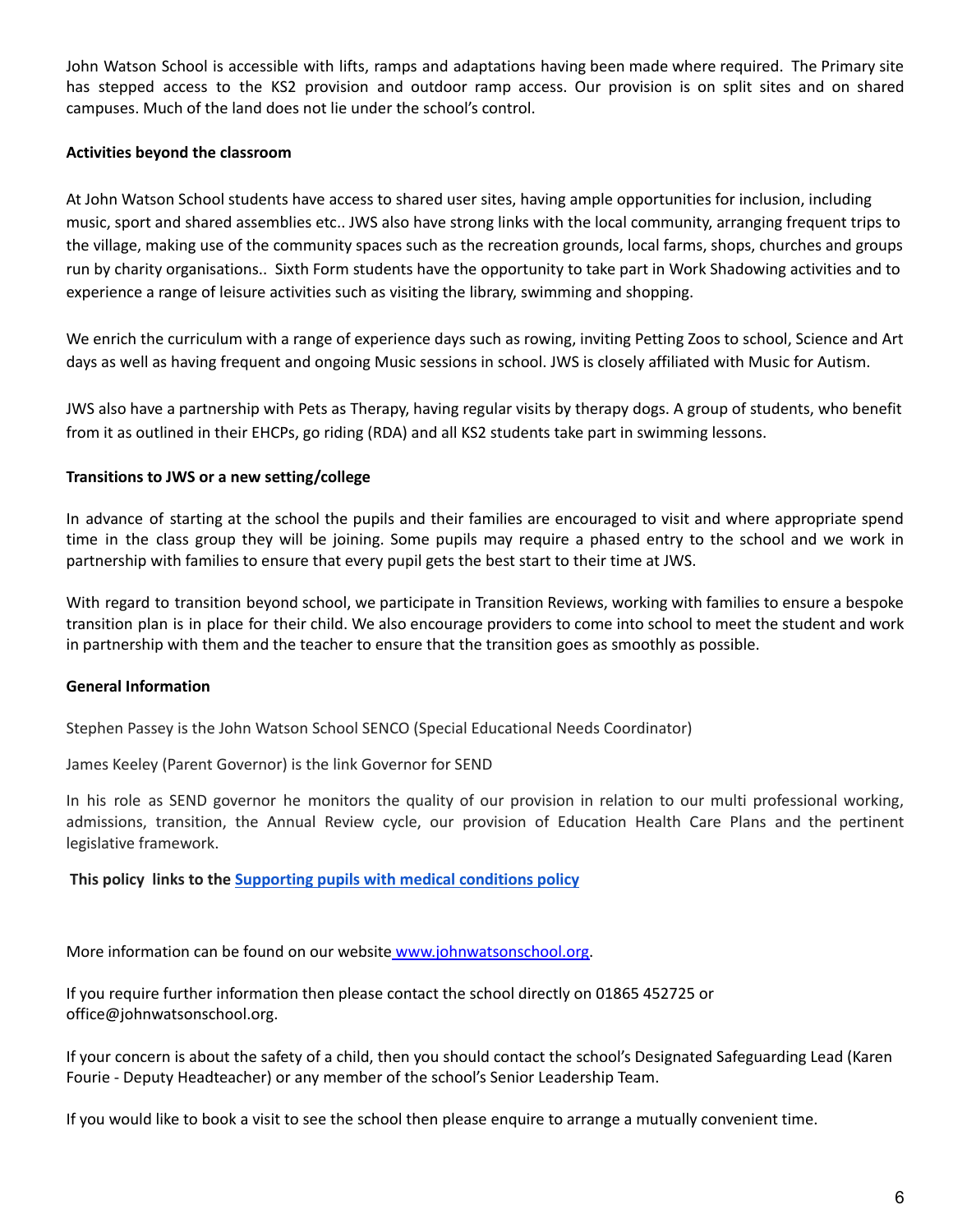John Watson School is accessible with lifts, ramps and adaptations having been made where required. The Primary site has stepped access to the KS2 provision and outdoor ramp access. Our provision is on split sites and on shared campuses. Much of the land does not lie under the school's control.

**Activities beyond the classroom**

At John Watson School students have access to shared user sites, having ample opportunities for inclusion, including music, sport and shared assemblies etc.. JWS also have strong links with the local community, arranging frequent trips to the village, making use of the community spaces such as the recreation grounds, local farms, shops, churches and groups run by charity organisations.. Sixth Form students have the opportunity to take part in Work Shadowing activities and to experience a range of leisure activities such as visiting the library, swimming and shopping.

We enrich the curriculum with a range of experience days such as rowing, inviting Petting Zoos to school, Science and Art days as well as having frequent and ongoing Music sessions in school. JWS is closely affiliated with Music for Autism.

JWS also have a partnership with Pets as Therapy, having regular visits by therapy dogs. A group of students, who benefit from it as outlined in their EHCPs, go riding (RDA) and all KS2 students take part in swimming lessons.

**Transitions to JWS or a new setting/college**

In advance of starting at the school the pupils and their families are encouraged to visit and where appropriate spend time in the class group they will be joining. Some pupils may require a phased entry to the school and we work in partnership with families to ensure that every pupil gets the best start to their time at JWS.

With regard to transition beyond school, we participate in Transition Reviews, working with families to ensure a bespoke transition plan is in place for their child. We also encourage providers to come into school to meet the student and work in partnership with them and the teacher to ensure that the transition goes as smoothly as possible.

**General Information**

Stephen Passey is the John Watson School SENCO (Special Educational Needs Coordinator)

James Keeley (Parent Governor) is the link Governor for SEND

In his role as SEND governor he monitors the quality of our provision in relation to our multi professional working, admissions, transition, the Annual Review cycle, our provision of Education Health Care Plans and the pertinent legislative framework.

**This policy links to the [Supporting pupils with medical conditions policy]()**

More information can be found on our website [www.johnwatsonschool.org](http://www.johnwatsonschool.org).

If you require further information then please contact the school directly on 01865 452725 or office@johnwatsonschool.org.

If your concern is about the safety of a child, then you should contact the school's Designated Safeguarding Lead (Karen Fourie - Deputy Headteacher) or any member of the school's Senior Leadership Team.

If you would like to book a visit to see the school then please enquire to arrange a mutually convenient time.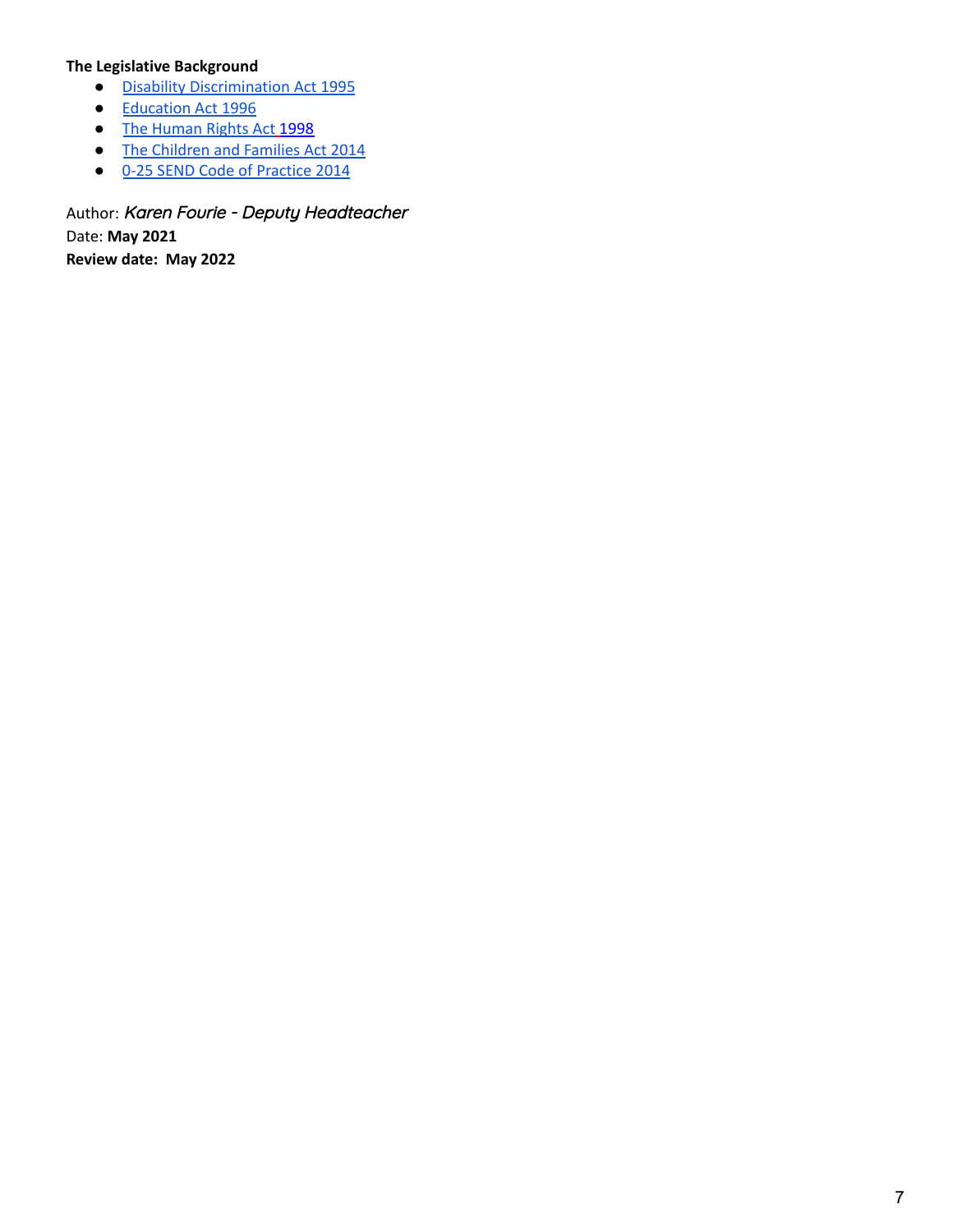**The Legislative Background**

- Disability Discrimination Act 1995
- Education Act 1996
- The Human Rights Act 1998
- The Children and Families Act 2014
- 0-25 SEND Code of Practice 2014

Author: *Karen Fourie - Deputy Headteacher*
Date: **May 2021**
**Review date: May 2022**